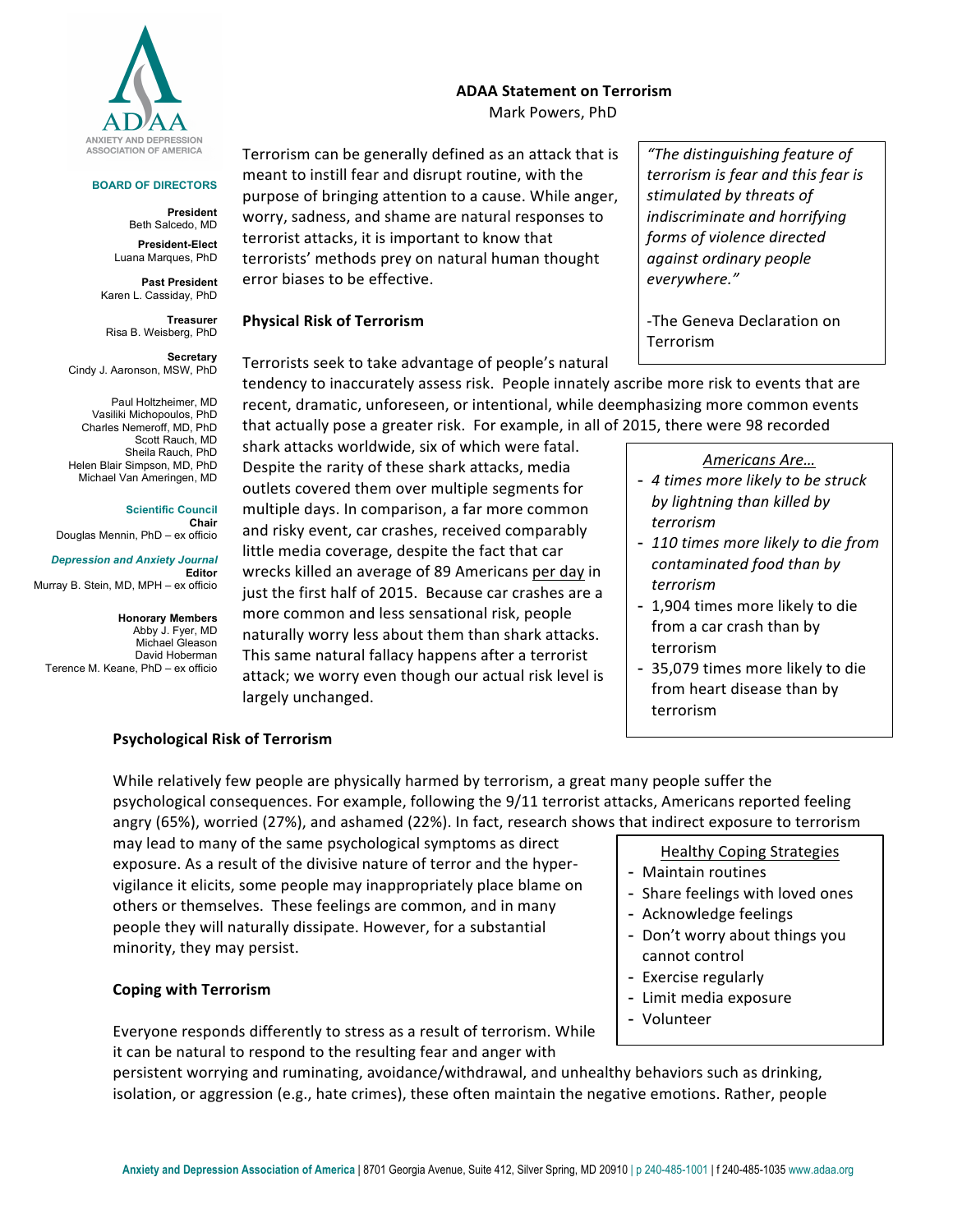ANXIETY AND DEPRESSION ASSOCIATION OF AMERICA

**BOARD OF DIRECTORS**

**President**
Beth Salcedo, MD

**President-Elect**
Luana Marques, PhD

**Past President**
Karen L. Cassiday, PhD

**Treasurer**
Risa B. Weisberg, PhD

**Secretary**
Cindy J. Aaronson, MSW, PhD

Paul Holtzheimer, MD
Vasiliki Michopoulos, PhD
Charles Nemeroff, MD, PhD
Scott Rauch, MD
Sheila Rauch, PhD
Helen Blair Simpson, MD, PhD
Michael Van Ameringen, MD

**Scientific Council**
**Chair**
Douglas Mennin, PhD – ex officio

***Depression and Anxiety Journal***
**Editor**
Murray B. Stein, MD, MPH – ex officio

**Honorary Members**
Abby J. Fyer, MD
Michael Gleason
David Hoberman
Terence M. Keane, PhD – ex officio

# ADAA Statement on Terrorism

Mark Powers, PhD

Terrorism can be generally defined as an attack that is meant to instill fear and disrupt routine, with the purpose of bringing attention to a cause. While anger, worry, sadness, and shame are natural responses to terrorist attacks, it is important to know that terrorists' methods prey on natural human thought error biases to be effective.

> *"The distinguishing feature of terrorism is fear and this fear is stimulated by threats of indiscriminate and horrifying forms of violence directed against ordinary people everywhere."*
>
> -The Geneva Declaration on Terrorism

## Physical Risk of Terrorism

Terrorists seek to take advantage of people's natural tendency to inaccurately assess risk. People innately ascribe more risk to events that are recent, dramatic, unforeseen, or intentional, while deemphasizing more common events that actually pose a greater risk. For example, in all of 2015, there were 98 recorded shark attacks worldwide, six of which were fatal. Despite the rarity of these shark attacks, media outlets covered them over multiple segments for multiple days. In comparison, a far more common and risky event, car crashes, received comparably little media coverage, despite the fact that car wrecks killed an average of 89 Americans per day in just the first half of 2015. Because car crashes are a more common and less sensational risk, people naturally worry less about them than shark attacks. This same natural fallacy happens after a terrorist attack; we worry even though our actual risk level is largely unchanged.

> *Americans Are…*
> - *4 times more likely to be struck by lightning than killed by terrorism*
> - *110 times more likely to die from contaminated food than by terrorism*
> - 1,904 times more likely to die from a car crash than by terrorism
> - 35,079 times more likely to die from heart disease than by terrorism

## Psychological Risk of Terrorism

While relatively few people are physically harmed by terrorism, a great many people suffer the psychological consequences. For example, following the 9/11 terrorist attacks, Americans reported feeling angry (65%), worried (27%), and ashamed (22%). In fact, research shows that indirect exposure to terrorism may lead to many of the same psychological symptoms as direct exposure. As a result of the divisive nature of terror and the hyper-vigilance it elicits, some people may inappropriately place blame on others or themselves. These feelings are common, and in many people they will naturally dissipate. However, for a substantial minority, they may persist.

> Healthy Coping Strategies
> - Maintain routines
> - Share feelings with loved ones
> - Acknowledge feelings
> - Don't worry about things you cannot control
> - Exercise regularly
> - Limit media exposure
> - Volunteer

## Coping with Terrorism

Everyone responds differently to stress as a result of terrorism. While it can be natural to respond to the resulting fear and anger with persistent worrying and ruminating, avoidance/withdrawal, and unhealthy behaviors such as drinking, isolation, or aggression (e.g., hate crimes), these often maintain the negative emotions. Rather, people

**Anxiety and Depression Association of America** | 8701 Georgia Avenue, Suite 412, Silver Spring, MD 20910 | p 240-485-1001 | f 240-485-1035 www.adaa.org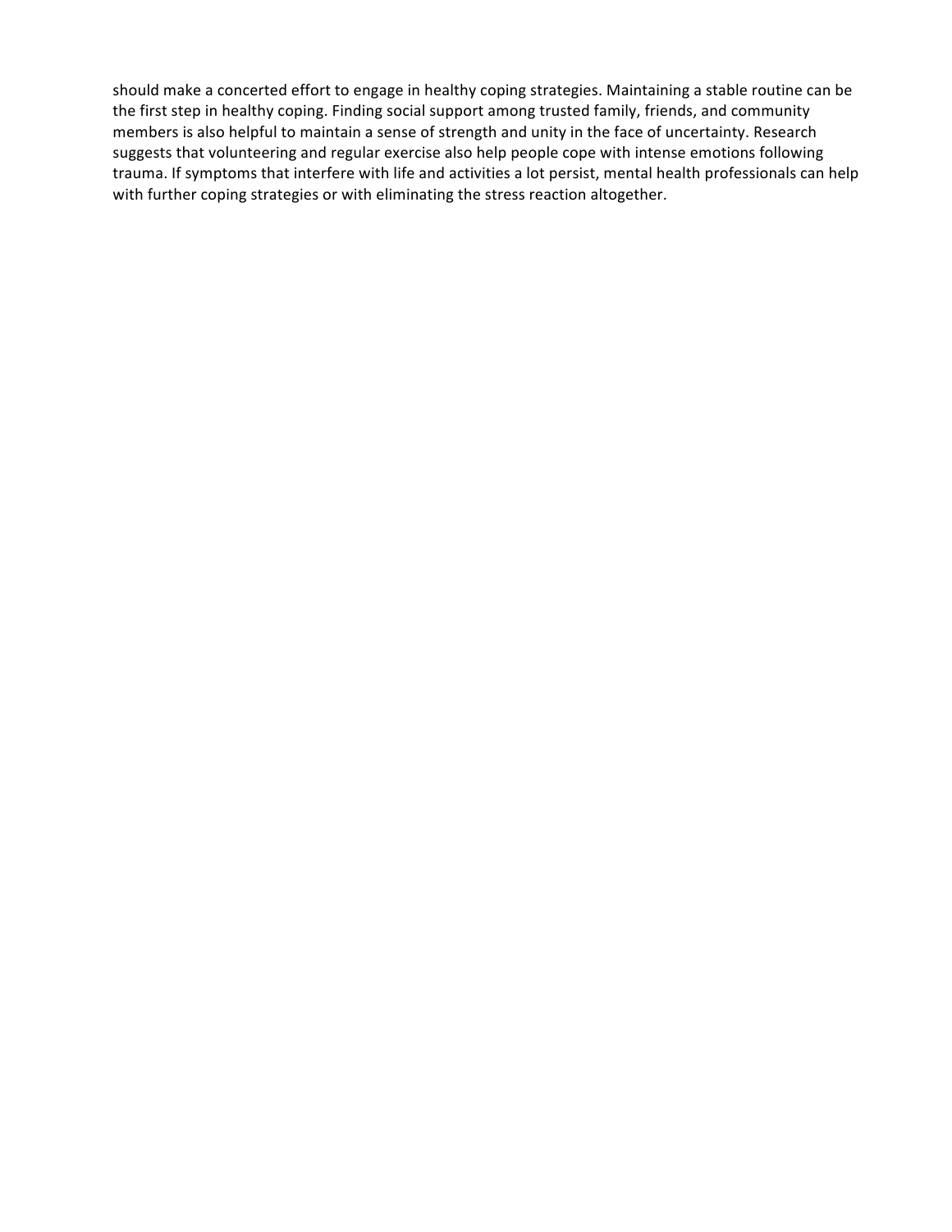should make a concerted effort to engage in healthy coping strategies. Maintaining a stable routine can be the first step in healthy coping. Finding social support among trusted family, friends, and community members is also helpful to maintain a sense of strength and unity in the face of uncertainty. Research suggests that volunteering and regular exercise also help people cope with intense emotions following trauma. If symptoms that interfere with life and activities a lot persist, mental health professionals can help with further coping strategies or with eliminating the stress reaction altogether.